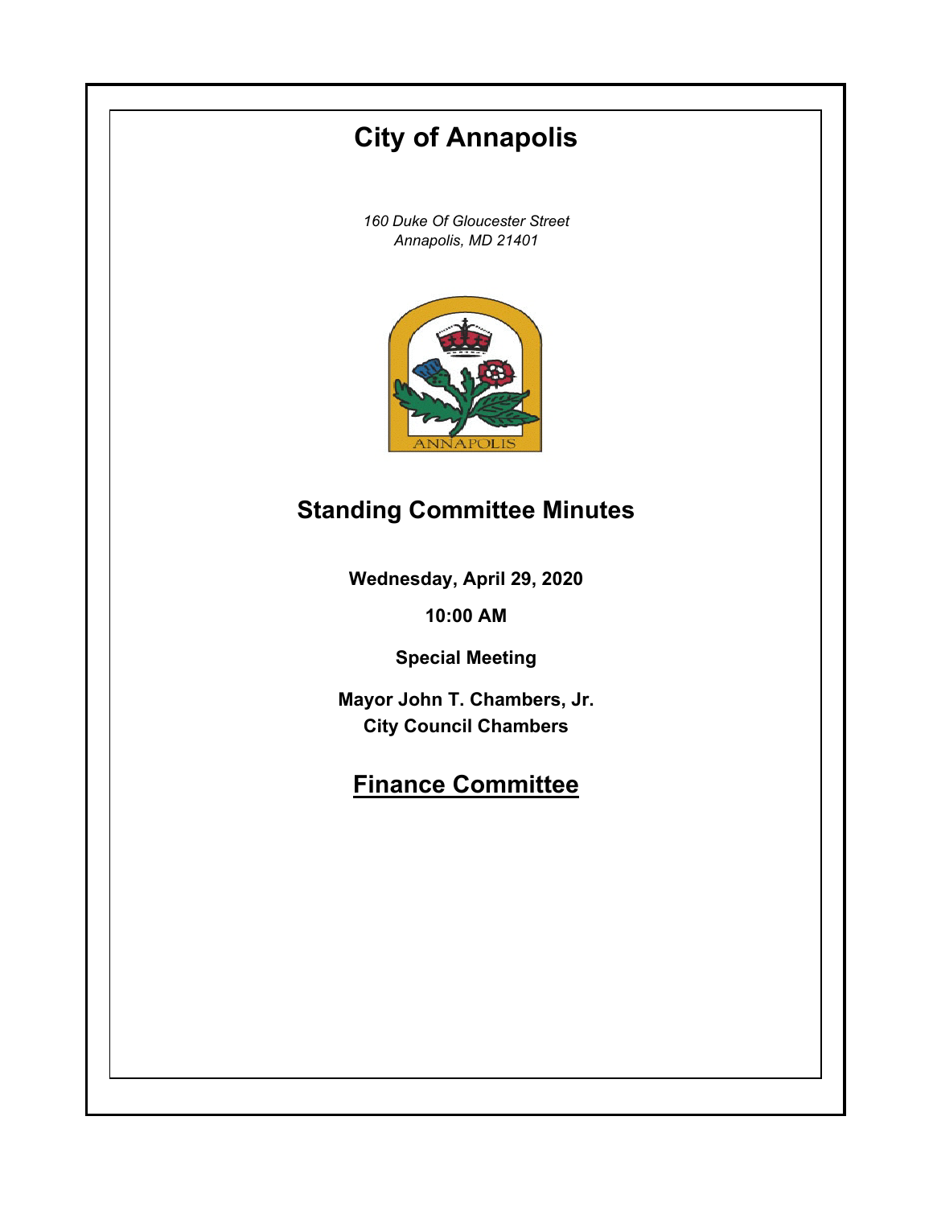# City of Annapolis

*160 Duke Of Gloucester Street*
*Annapolis, MD 21401*

## Standing Committee Minutes

**Wednesday, April 29, 2020**

**10:00 AM**

**Special Meeting**

**Mayor John T. Chambers, Jr.**
**City Council Chambers**

## Finance Committee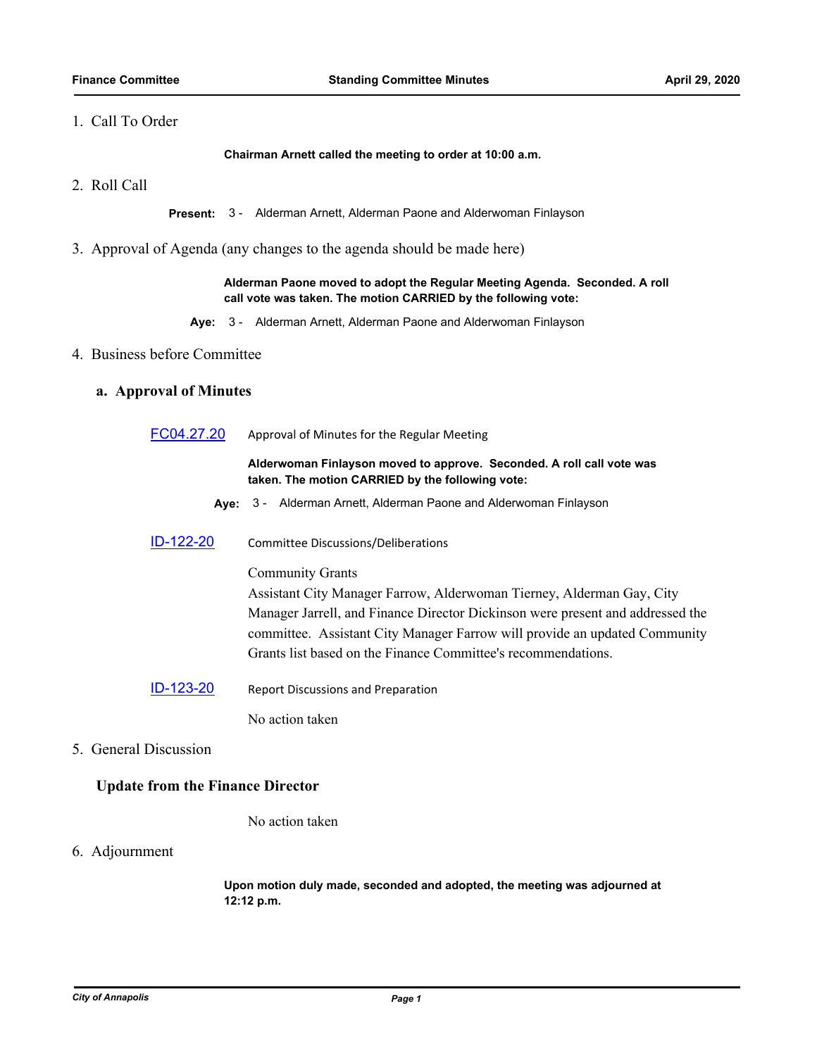## 1. Call To Order

**Chairman Arnett called the meeting to order at 10:00 a.m.**

## 2. Roll Call

**Present:** 3 - Alderman Arnett, Alderman Paone and Alderwoman Finlayson

## 3. Approval of Agenda (any changes to the agenda should be made here)

**Alderman Paone moved to adopt the Regular Meeting Agenda. Seconded. A roll call vote was taken. The motion CARRIED by the following vote:**

**Aye:** 3 - Alderman Arnett, Alderman Paone and Alderwoman Finlayson

## 4. Business before Committee

### a. Approval of Minutes

**FC04.27.20** Approval of Minutes for the Regular Meeting

**Alderwoman Finlayson moved to approve. Seconded. A roll call vote was taken. The motion CARRIED by the following vote:**

**Aye:** 3 - Alderman Arnett, Alderman Paone and Alderwoman Finlayson

**ID-122-20** Committee Discussions/Deliberations

Community Grants
Assistant City Manager Farrow, Alderwoman Tierney, Alderman Gay, City Manager Jarrell, and Finance Director Dickinson were present and addressed the committee. Assistant City Manager Farrow will provide an updated Community Grants list based on the Finance Committee's recommendations.

**ID-123-20** Report Discussions and Preparation

No action taken

## 5. General Discussion

### Update from the Finance Director

No action taken

## 6. Adjournment

**Upon motion duly made, seconded and adopted, the meeting was adjourned at 12:12 p.m.**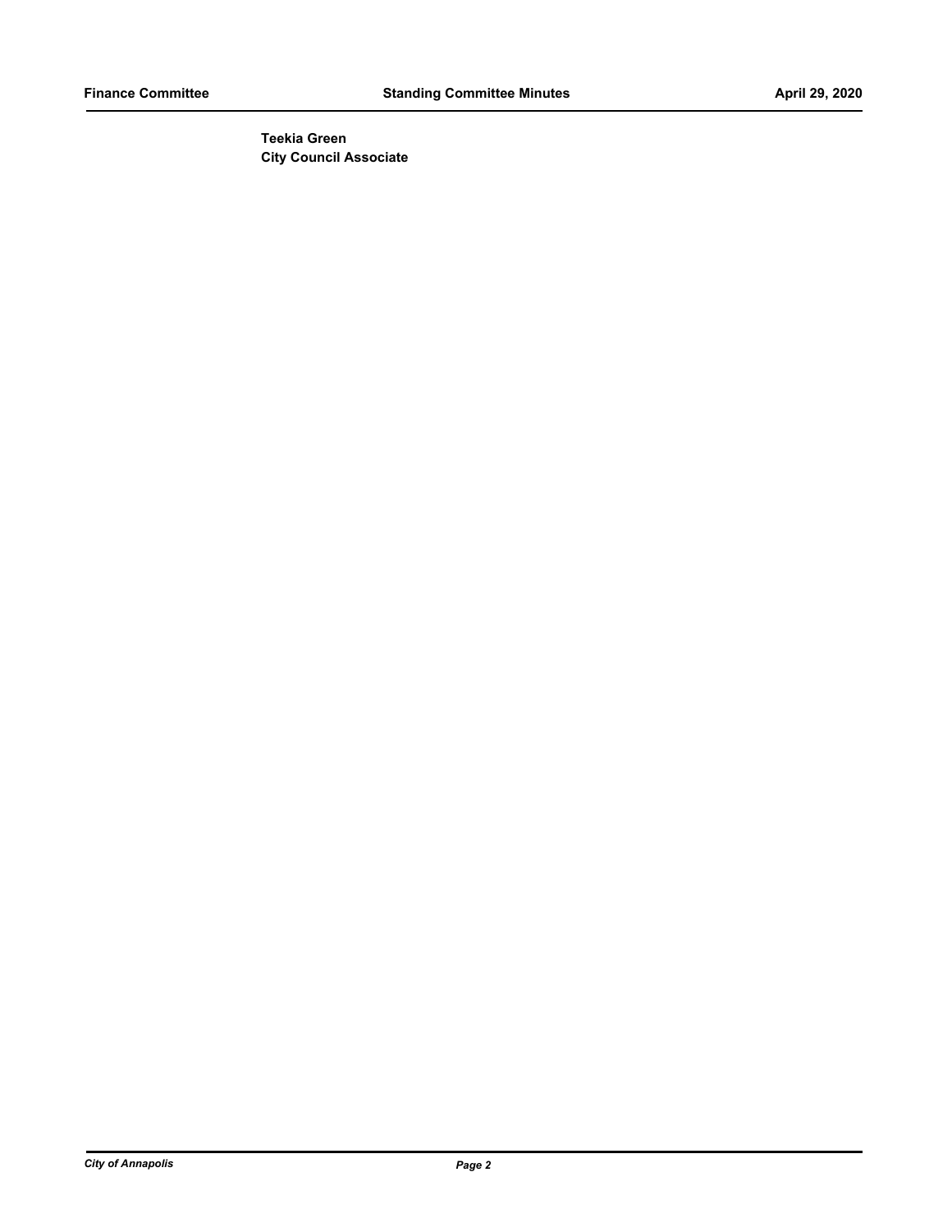**Teekia Green**
**City Council Associate**